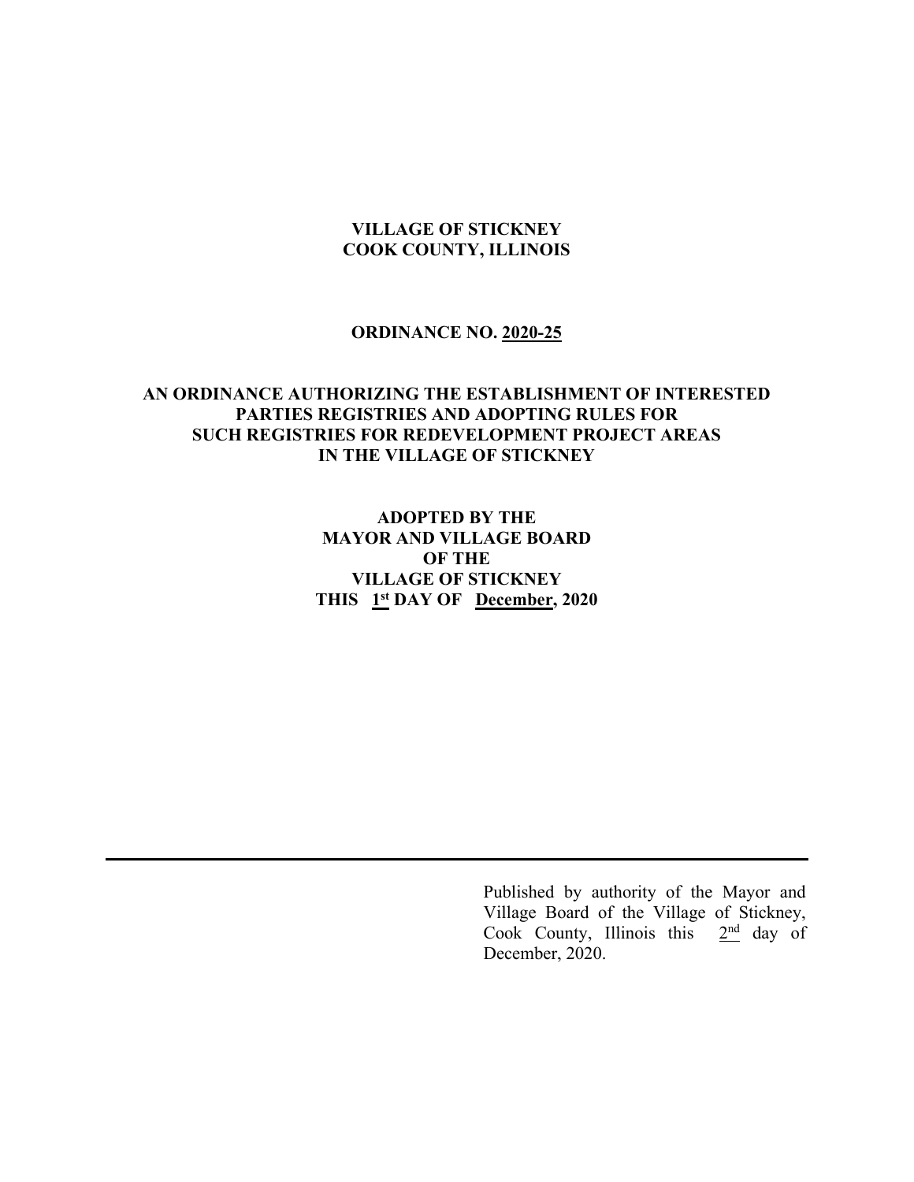**VILLAGE OF STICKNEY**
**COOK COUNTY, ILLINOIS**

**ORDINANCE NO. 2020-25**

**AN ORDINANCE AUTHORIZING THE ESTABLISHMENT OF INTERESTED PARTIES REGISTRIES AND ADOPTING RULES FOR SUCH REGISTRIES FOR REDEVELOPMENT PROJECT AREAS IN THE VILLAGE OF STICKNEY**

**ADOPTED BY THE**
**MAYOR AND VILLAGE BOARD**
**OF THE**
**VILLAGE OF STICKNEY**
**THIS 1st DAY OF December, 2020**

---

Published by authority of the Mayor and Village Board of the Village of Stickney, Cook County, Illinois this 2nd day of December, 2020.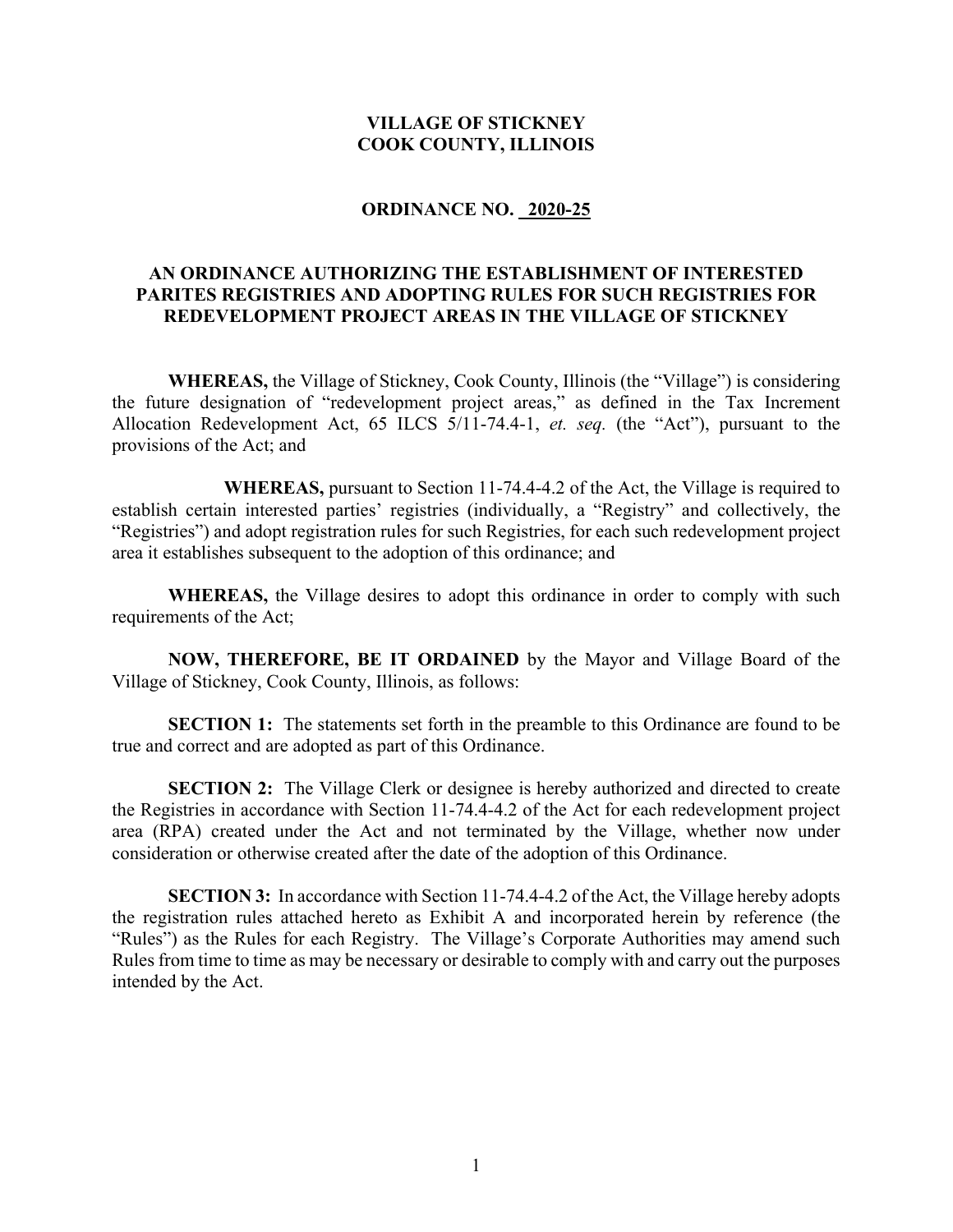**VILLAGE OF STICKNEY**
**COOK COUNTY, ILLINOIS**

**ORDINANCE NO. 2020-25**

**AN ORDINANCE AUTHORIZING THE ESTABLISHMENT OF INTERESTED PARITES REGISTRIES AND ADOPTING RULES FOR SUCH REGISTRIES FOR REDEVELOPMENT PROJECT AREAS IN THE VILLAGE OF STICKNEY**

**WHEREAS,** the Village of Stickney, Cook County, Illinois (the "Village") is considering the future designation of "redevelopment project areas," as defined in the Tax Increment Allocation Redevelopment Act, 65 ILCS 5/11-74.4-1, *et. seq.* (the "Act"), pursuant to the provisions of the Act; and

**WHEREAS,** pursuant to Section 11-74.4-4.2 of the Act, the Village is required to establish certain interested parties' registries (individually, a "Registry" and collectively, the "Registries") and adopt registration rules for such Registries, for each such redevelopment project area it establishes subsequent to the adoption of this ordinance; and

**WHEREAS,** the Village desires to adopt this ordinance in order to comply with such requirements of the Act;

**NOW, THEREFORE, BE IT ORDAINED** by the Mayor and Village Board of the Village of Stickney, Cook County, Illinois, as follows:

**SECTION 1:** The statements set forth in the preamble to this Ordinance are found to be true and correct and are adopted as part of this Ordinance.

**SECTION 2:** The Village Clerk or designee is hereby authorized and directed to create the Registries in accordance with Section 11-74.4-4.2 of the Act for each redevelopment project area (RPA) created under the Act and not terminated by the Village, whether now under consideration or otherwise created after the date of the adoption of this Ordinance.

**SECTION 3:** In accordance with Section 11-74.4-4.2 of the Act, the Village hereby adopts the registration rules attached hereto as Exhibit A and incorporated herein by reference (the "Rules") as the Rules for each Registry. The Village's Corporate Authorities may amend such Rules from time to time as may be necessary or desirable to comply with and carry out the purposes intended by the Act.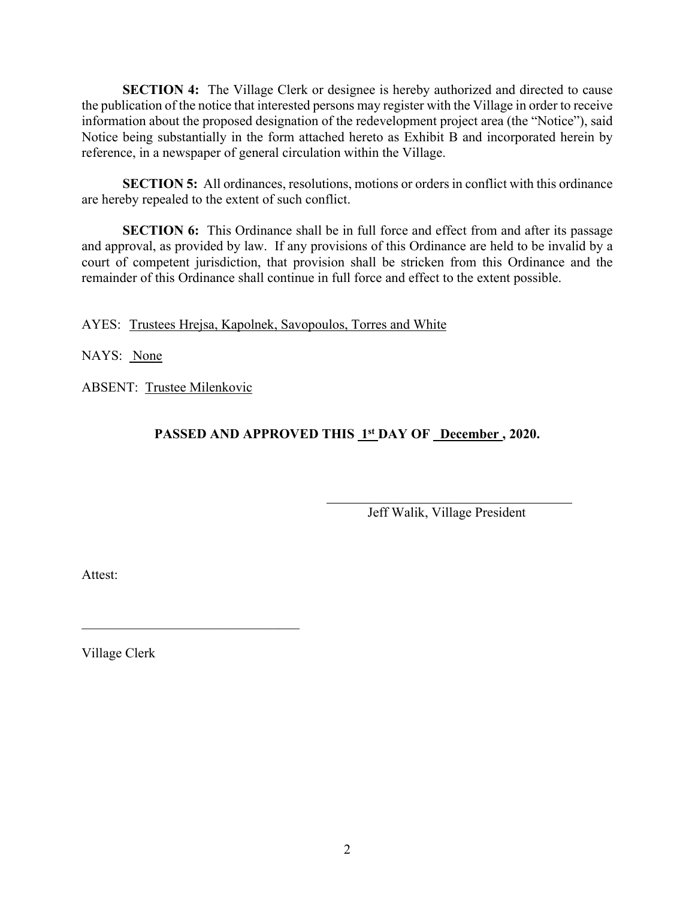**SECTION 4:** The Village Clerk or designee is hereby authorized and directed to cause the publication of the notice that interested persons may register with the Village in order to receive information about the proposed designation of the redevelopment project area (the "Notice"), said Notice being substantially in the form attached hereto as Exhibit B and incorporated herein by reference, in a newspaper of general circulation within the Village.

**SECTION 5:** All ordinances, resolutions, motions or orders in conflict with this ordinance are hereby repealed to the extent of such conflict.

**SECTION 6:** This Ordinance shall be in full force and effect from and after its passage and approval, as provided by law. If any provisions of this Ordinance are held to be invalid by a court of competent jurisdiction, that provision shall be stricken from this Ordinance and the remainder of this Ordinance shall continue in full force and effect to the extent possible.

AYES: Trustees Hrejsa, Kapolnek, Savopoulos, Torres and White

NAYS: None

ABSENT: Trustee Milenkovic

**PASSED AND APPROVED THIS 1st DAY OF December , 2020.**

\_\_\_\_\_\_\_\_\_\_\_\_\_\_\_\_\_\_\_\_\_\_\_\_\_\_\_\_\_\_\_\_\_\_

Jeff Walik, Village President

Attest:

\_\_\_\_\_\_\_\_\_\_\_\_\_\_\_\_\_\_\_\_\_\_\_\_\_\_\_\_\_\_\_\_\_\_

Village Clerk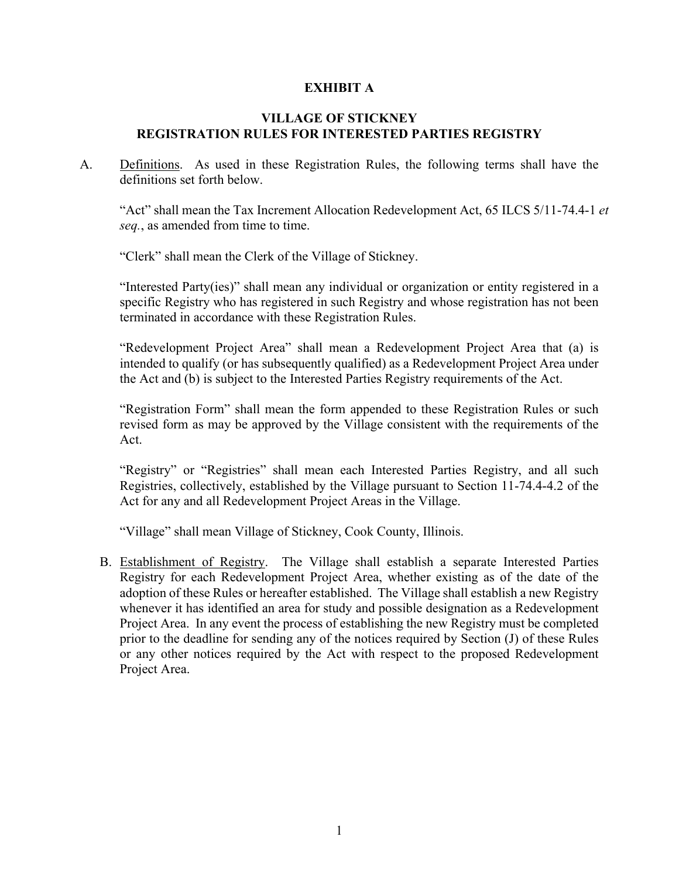**EXHIBIT A**

**VILLAGE OF STICKNEY**
**REGISTRATION RULES FOR INTERESTED PARTIES REGISTRY**

A. Definitions. As used in these Registration Rules, the following terms shall have the definitions set forth below.

"Act" shall mean the Tax Increment Allocation Redevelopment Act, 65 ILCS 5/11-74.4-1 *et seq.*, as amended from time to time.

"Clerk" shall mean the Clerk of the Village of Stickney.

"Interested Party(ies)" shall mean any individual or organization or entity registered in a specific Registry who has registered in such Registry and whose registration has not been terminated in accordance with these Registration Rules.

"Redevelopment Project Area" shall mean a Redevelopment Project Area that (a) is intended to qualify (or has subsequently qualified) as a Redevelopment Project Area under the Act and (b) is subject to the Interested Parties Registry requirements of the Act.

"Registration Form" shall mean the form appended to these Registration Rules or such revised form as may be approved by the Village consistent with the requirements of the Act.

"Registry" or "Registries" shall mean each Interested Parties Registry, and all such Registries, collectively, established by the Village pursuant to Section 11-74.4-4.2 of the Act for any and all Redevelopment Project Areas in the Village.

"Village" shall mean Village of Stickney, Cook County, Illinois.

B. Establishment of Registry. The Village shall establish a separate Interested Parties Registry for each Redevelopment Project Area, whether existing as of the date of the adoption of these Rules or hereafter established. The Village shall establish a new Registry whenever it has identified an area for study and possible designation as a Redevelopment Project Area. In any event the process of establishing the new Registry must be completed prior to the deadline for sending any of the notices required by Section (J) of these Rules or any other notices required by the Act with respect to the proposed Redevelopment Project Area.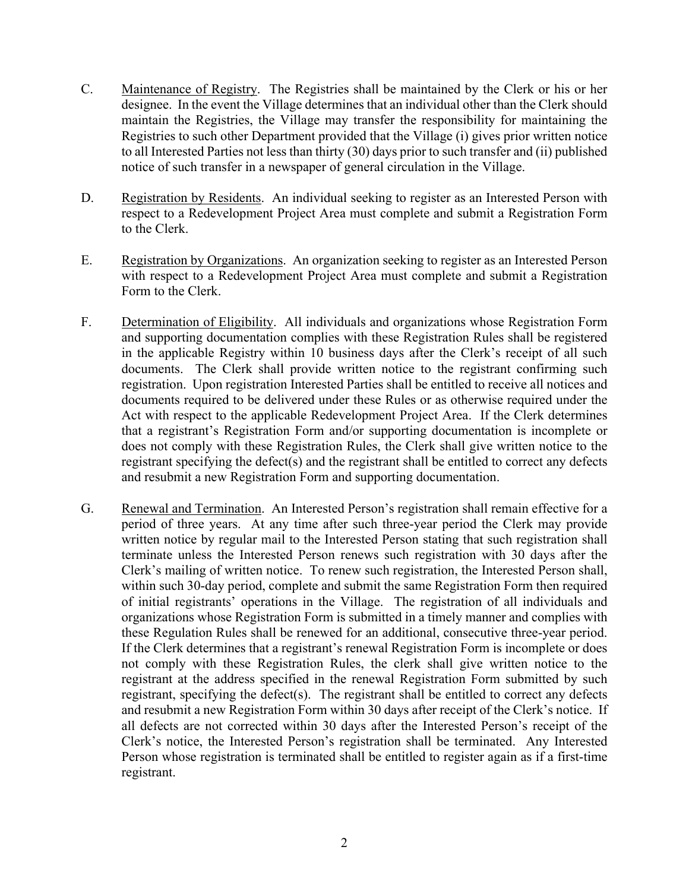C. Maintenance of Registry. The Registries shall be maintained by the Clerk or his or her designee. In the event the Village determines that an individual other than the Clerk should maintain the Registries, the Village may transfer the responsibility for maintaining the Registries to such other Department provided that the Village (i) gives prior written notice to all Interested Parties not less than thirty (30) days prior to such transfer and (ii) published notice of such transfer in a newspaper of general circulation in the Village.

D. Registration by Residents. An individual seeking to register as an Interested Person with respect to a Redevelopment Project Area must complete and submit a Registration Form to the Clerk.

E. Registration by Organizations. An organization seeking to register as an Interested Person with respect to a Redevelopment Project Area must complete and submit a Registration Form to the Clerk.

F. Determination of Eligibility. All individuals and organizations whose Registration Form and supporting documentation complies with these Registration Rules shall be registered in the applicable Registry within 10 business days after the Clerk's receipt of all such documents. The Clerk shall provide written notice to the registrant confirming such registration. Upon registration Interested Parties shall be entitled to receive all notices and documents required to be delivered under these Rules or as otherwise required under the Act with respect to the applicable Redevelopment Project Area. If the Clerk determines that a registrant's Registration Form and/or supporting documentation is incomplete or does not comply with these Registration Rules, the Clerk shall give written notice to the registrant specifying the defect(s) and the registrant shall be entitled to correct any defects and resubmit a new Registration Form and supporting documentation.

G. Renewal and Termination. An Interested Person's registration shall remain effective for a period of three years. At any time after such three-year period the Clerk may provide written notice by regular mail to the Interested Person stating that such registration shall terminate unless the Interested Person renews such registration with 30 days after the Clerk's mailing of written notice. To renew such registration, the Interested Person shall, within such 30-day period, complete and submit the same Registration Form then required of initial registrants' operations in the Village. The registration of all individuals and organizations whose Registration Form is submitted in a timely manner and complies with these Regulation Rules shall be renewed for an additional, consecutive three-year period. If the Clerk determines that a registrant's renewal Registration Form is incomplete or does not comply with these Registration Rules, the clerk shall give written notice to the registrant at the address specified in the renewal Registration Form submitted by such registrant, specifying the defect(s). The registrant shall be entitled to correct any defects and resubmit a new Registration Form within 30 days after receipt of the Clerk's notice. If all defects are not corrected within 30 days after the Interested Person's receipt of the Clerk's notice, the Interested Person's registration shall be terminated. Any Interested Person whose registration is terminated shall be entitled to register again as if a first-time registrant.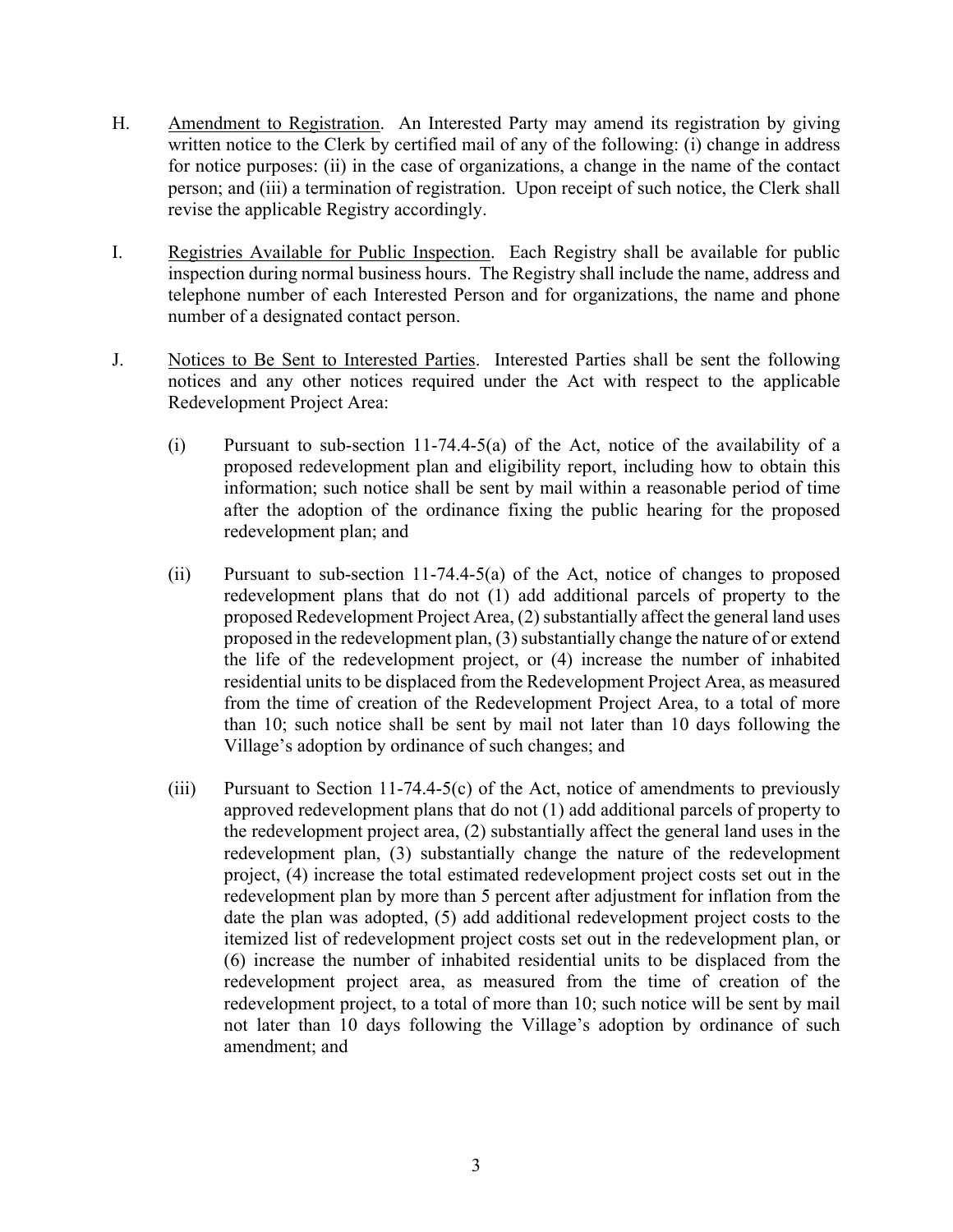H. <u>Amendment to Registration</u>. An Interested Party may amend its registration by giving written notice to the Clerk by certified mail of any of the following: (i) change in address for notice purposes: (ii) in the case of organizations, a change in the name of the contact person; and (iii) a termination of registration. Upon receipt of such notice, the Clerk shall revise the applicable Registry accordingly.

I. <u>Registries Available for Public Inspection</u>. Each Registry shall be available for public inspection during normal business hours. The Registry shall include the name, address and telephone number of each Interested Person and for organizations, the name and phone number of a designated contact person.

J. <u>Notices to Be Sent to Interested Parties</u>. Interested Parties shall be sent the following notices and any other notices required under the Act with respect to the applicable Redevelopment Project Area:

(i) Pursuant to sub-section 11-74.4-5(a) of the Act, notice of the availability of a proposed redevelopment plan and eligibility report, including how to obtain this information; such notice shall be sent by mail within a reasonable period of time after the adoption of the ordinance fixing the public hearing for the proposed redevelopment plan; and

(ii) Pursuant to sub-section 11-74.4-5(a) of the Act, notice of changes to proposed redevelopment plans that do not (1) add additional parcels of property to the proposed Redevelopment Project Area, (2) substantially affect the general land uses proposed in the redevelopment plan, (3) substantially change the nature of or extend the life of the redevelopment project, or (4) increase the number of inhabited residential units to be displaced from the Redevelopment Project Area, as measured from the time of creation of the Redevelopment Project Area, to a total of more than 10; such notice shall be sent by mail not later than 10 days following the Village's adoption by ordinance of such changes; and

(iii) Pursuant to Section 11-74.4-5(c) of the Act, notice of amendments to previously approved redevelopment plans that do not (1) add additional parcels of property to the redevelopment project area, (2) substantially affect the general land uses in the redevelopment plan, (3) substantially change the nature of the redevelopment project, (4) increase the total estimated redevelopment project costs set out in the redevelopment plan by more than 5 percent after adjustment for inflation from the date the plan was adopted, (5) add additional redevelopment project costs to the itemized list of redevelopment project costs set out in the redevelopment plan, or (6) increase the number of inhabited residential units to be displaced from the redevelopment project area, as measured from the time of creation of the redevelopment project, to a total of more than 10; such notice will be sent by mail not later than 10 days following the Village's adoption by ordinance of such amendment; and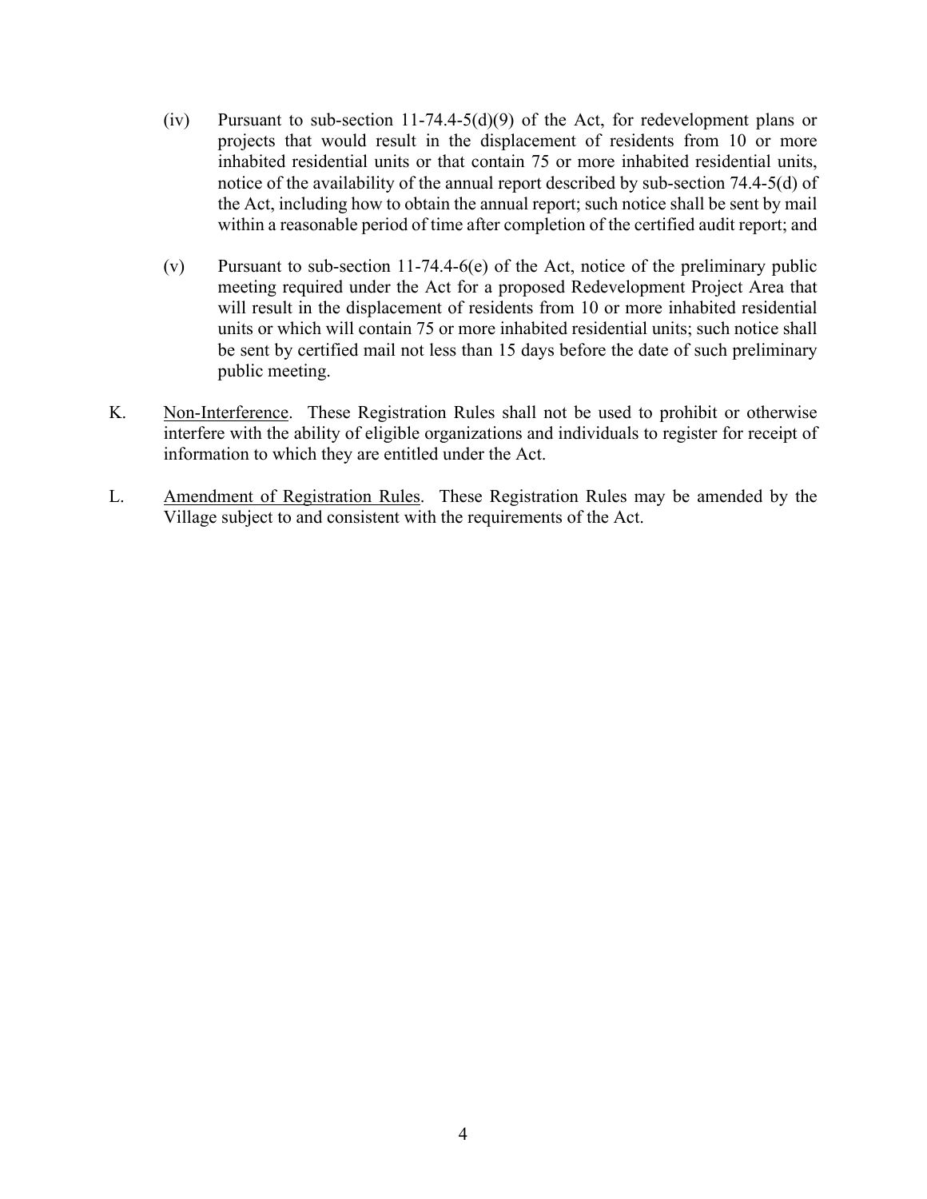(iv) Pursuant to sub-section 11-74.4-5(d)(9) of the Act, for redevelopment plans or projects that would result in the displacement of residents from 10 or more inhabited residential units or that contain 75 or more inhabited residential units, notice of the availability of the annual report described by sub-section 74.4-5(d) of the Act, including how to obtain the annual report; such notice shall be sent by mail within a reasonable period of time after completion of the certified audit report; and

(v) Pursuant to sub-section 11-74.4-6(e) of the Act, notice of the preliminary public meeting required under the Act for a proposed Redevelopment Project Area that will result in the displacement of residents from 10 or more inhabited residential units or which will contain 75 or more inhabited residential units; such notice shall be sent by certified mail not less than 15 days before the date of such preliminary public meeting.

K. Non-Interference. These Registration Rules shall not be used to prohibit or otherwise interfere with the ability of eligible organizations and individuals to register for receipt of information to which they are entitled under the Act.

L. Amendment of Registration Rules. These Registration Rules may be amended by the Village subject to and consistent with the requirements of the Act.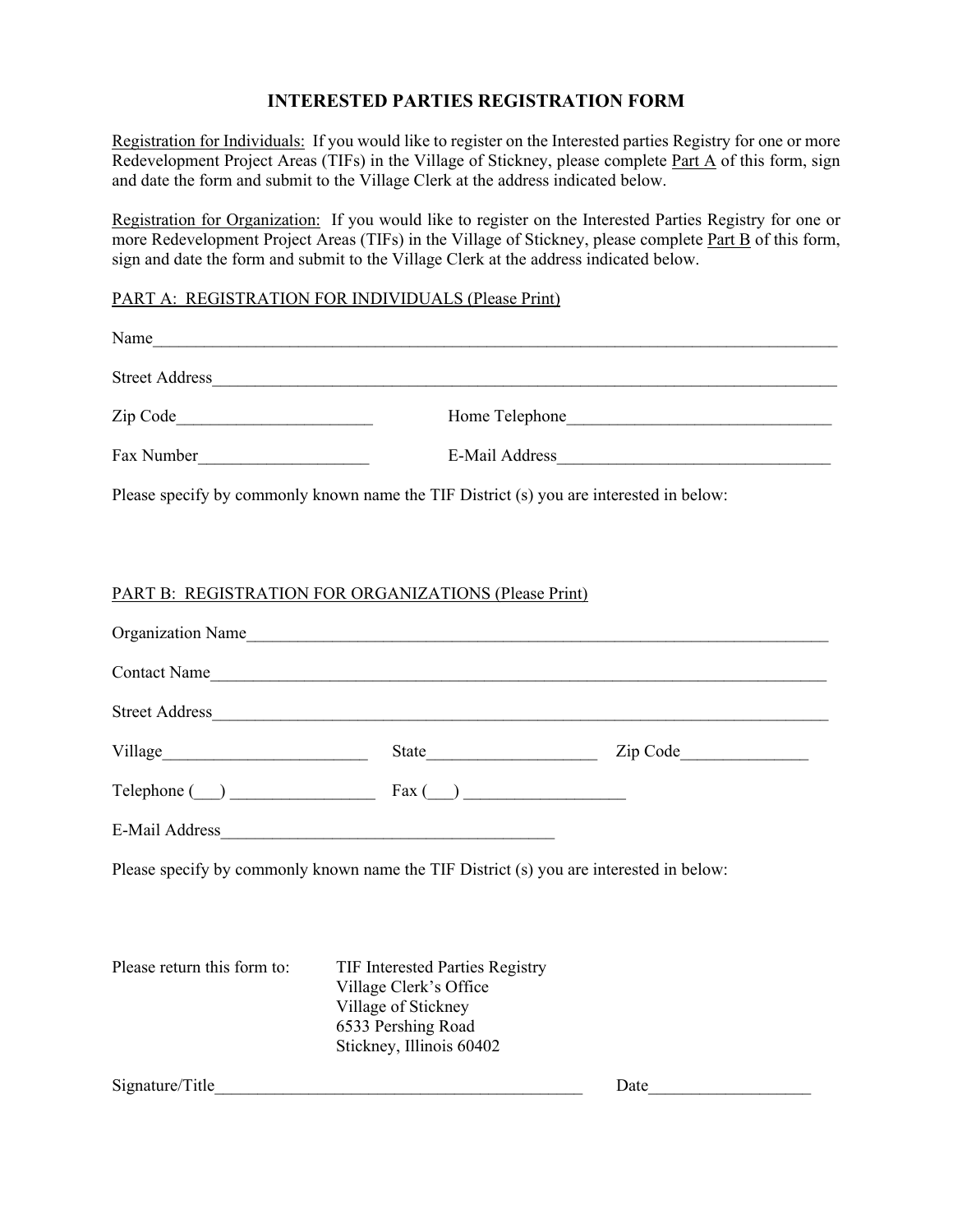# INTERESTED PARTIES REGISTRATION FORM

Registration for Individuals: If you would like to register on the Interested parties Registry for one or more Redevelopment Project Areas (TIFs) in the Village of Stickney, please complete Part A of this form, sign and date the form and submit to the Village Clerk at the address indicated below.

Registration for Organization: If you would like to register on the Interested Parties Registry for one or more Redevelopment Project Areas (TIFs) in the Village of Stickney, please complete Part B of this form, sign and date the form and submit to the Village Clerk at the address indicated below.

## PART A: REGISTRATION FOR INDIVIDUALS (Please Print)

Name_______________________________________________________________________________

Street Address_______________________________________________________________________

Zip Code_______________________ Home Telephone_______________________________

Fax Number___________________ E-Mail Address________________________________

Please specify by commonly known name the TIF District (s) you are interested in below:

## PART B: REGISTRATION FOR ORGANIZATIONS (Please Print)

Organization Name___________________________________________________________________

Contact Name_______________________________________________________________________

Street Address_______________________________________________________________________

Village________________________ State___________________ Zip Code_______________

Telephone (___) ________________ Fax (___) __________________

E-Mail Address_______________________________________

Please specify by commonly known name the TIF District (s) you are interested in below:

Please return this form to:

TIF Interested Parties Registry
Village Clerk's Office
Village of Stickney
6533 Pershing Road
Stickney, Illinois 60402

Signature/Title___________________________________________ Date__________________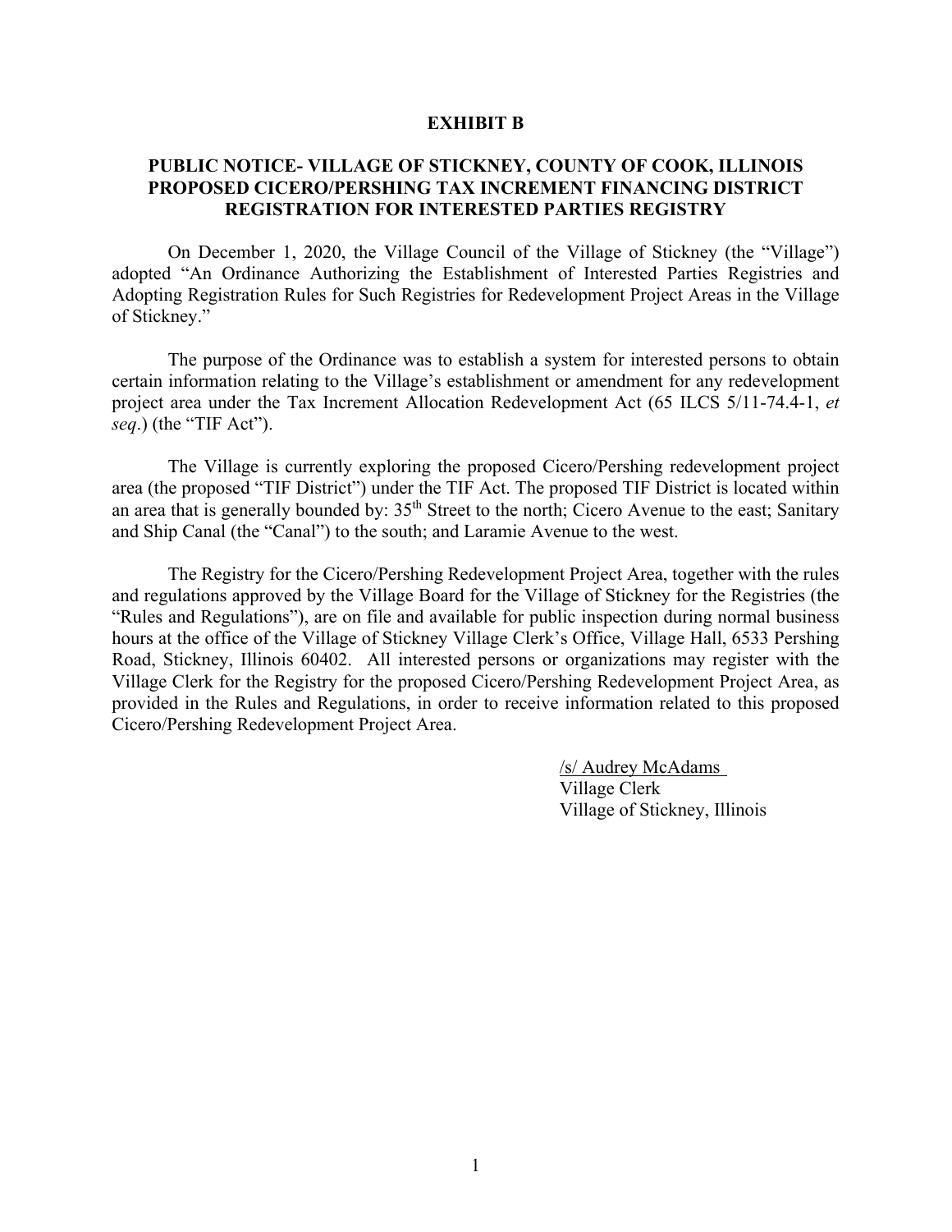# EXHIBIT B

## PUBLIC NOTICE- VILLAGE OF STICKNEY, COUNTY OF COOK, ILLINOIS PROPOSED CICERO/PERSHING TAX INCREMENT FINANCING DISTRICT REGISTRATION FOR INTERESTED PARTIES REGISTRY

On December 1, 2020, the Village Council of the Village of Stickney (the "Village") adopted "An Ordinance Authorizing the Establishment of Interested Parties Registries and Adopting Registration Rules for Such Registries for Redevelopment Project Areas in the Village of Stickney."

The purpose of the Ordinance was to establish a system for interested persons to obtain certain information relating to the Village's establishment or amendment for any redevelopment project area under the Tax Increment Allocation Redevelopment Act (65 ILCS 5/11-74.4-1, *et seq*.) (the "TIF Act").

The Village is currently exploring the proposed Cicero/Pershing redevelopment project area (the proposed "TIF District") under the TIF Act. The proposed TIF District is located within an area that is generally bounded by: 35th Street to the north; Cicero Avenue to the east; Sanitary and Ship Canal (the "Canal") to the south; and Laramie Avenue to the west.

The Registry for the Cicero/Pershing Redevelopment Project Area, together with the rules and regulations approved by the Village Board for the Village of Stickney for the Registries (the "Rules and Regulations"), are on file and available for public inspection during normal business hours at the office of the Village of Stickney Village Clerk's Office, Village Hall, 6533 Pershing Road, Stickney, Illinois 60402. All interested persons or organizations may register with the Village Clerk for the Registry for the proposed Cicero/Pershing Redevelopment Project Area, as provided in the Rules and Regulations, in order to receive information related to this proposed Cicero/Pershing Redevelopment Project Area.

/s/ Audrey McAdams
Village Clerk
Village of Stickney, Illinois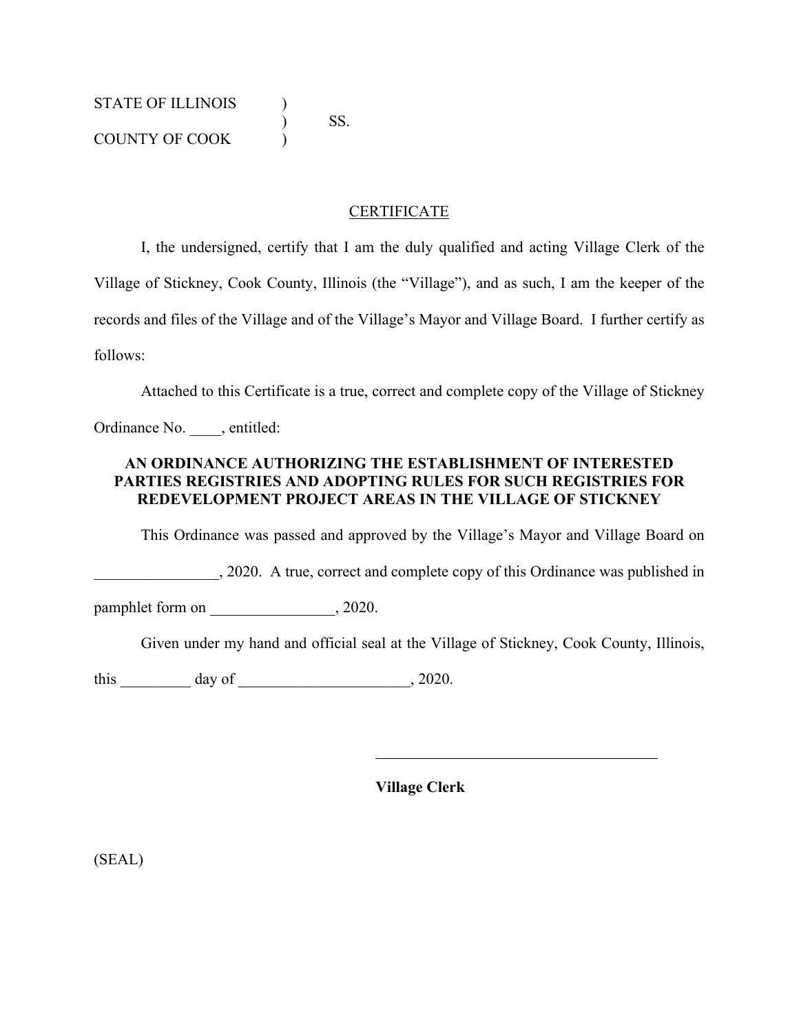STATE OF ILLINOIS )
) SS.
COUNTY OF COOK )

CERTIFICATE

I, the undersigned, certify that I am the duly qualified and acting Village Clerk of the Village of Stickney, Cook County, Illinois (the "Village"), and as such, I am the keeper of the records and files of the Village and of the Village's Mayor and Village Board. I further certify as follows:

Attached to this Certificate is a true, correct and complete copy of the Village of Stickney Ordinance No. ____, entitled:

**AN ORDINANCE AUTHORIZING THE ESTABLISHMENT OF INTERESTED PARTIES REGISTRIES AND ADOPTING RULES FOR SUCH REGISTRIES FOR REDEVELOPMENT PROJECT AREAS IN THE VILLAGE OF STICKNEY**

This Ordinance was passed and approved by the Village's Mayor and Village Board on ________________, 2020. A true, correct and complete copy of this Ordinance was published in pamphlet form on ________________, 2020.

Given under my hand and official seal at the Village of Stickney, Cook County, Illinois, this _________ day of ______________________, 2020.

_____________________________________

**Village Clerk**

(SEAL)